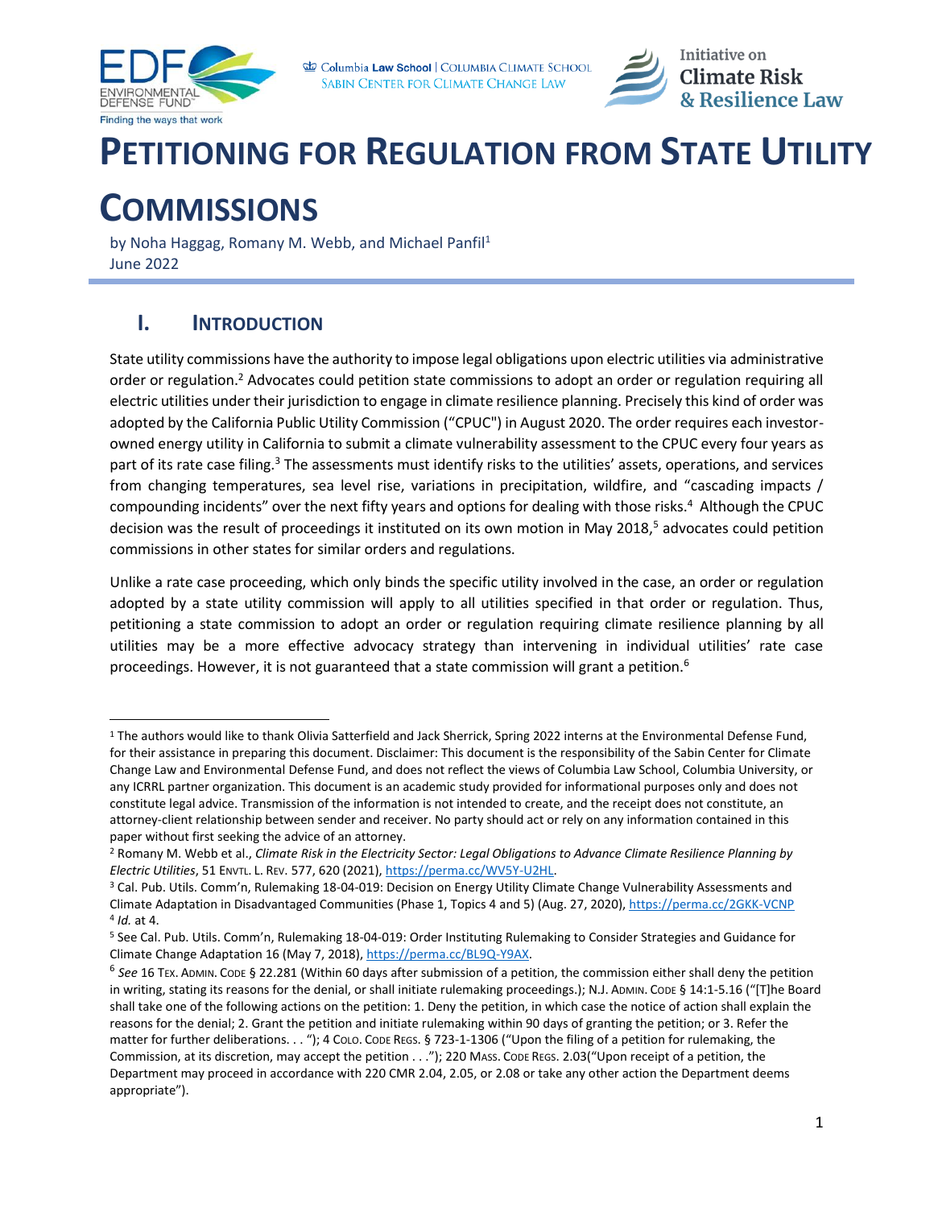# PETITIONING FOR REGULATION FROM STATE UTILITY COMMISSIONS

by Noha Haggag, Romany M. Webb, and Michael Panfil[1]
June 2022

## I. INTRODUCTION

State utility commissions have the authority to impose legal obligations upon electric utilities via administrative order or regulation.[2] Advocates could petition state commissions to adopt an order or regulation requiring all electric utilities under their jurisdiction to engage in climate resilience planning. Precisely this kind of order was adopted by the California Public Utility Commission ("CPUC") in August 2020. The order requires each investor-owned energy utility in California to submit a climate vulnerability assessment to the CPUC every four years as part of its rate case filing.[3] The assessments must identify risks to the utilities' assets, operations, and services from changing temperatures, sea level rise, variations in precipitation, wildfire, and "cascading impacts / compounding incidents" over the next fifty years and options for dealing with those risks.[4] Although the CPUC decision was the result of proceedings it instituted on its own motion in May 2018,[5] advocates could petition commissions in other states for similar orders and regulations.

Unlike a rate case proceeding, which only binds the specific utility involved in the case, an order or regulation adopted by a state utility commission will apply to all utilities specified in that order or regulation. Thus, petitioning a state commission to adopt an order or regulation requiring climate resilience planning by all utilities may be a more effective advocacy strategy than intervening in individual utilities' rate case proceedings. However, it is not guaranteed that a state commission will grant a petition.[6]

---

[1] The authors would like to thank Olivia Satterfield and Jack Sherrick, Spring 2022 interns at the Environmental Defense Fund, for their assistance in preparing this document. Disclaimer: This document is the responsibility of the Sabin Center for Climate Change Law and Environmental Defense Fund, and does not reflect the views of Columbia Law School, Columbia University, or any ICRRL partner organization. This document is an academic study provided for informational purposes only and does not constitute legal advice. Transmission of the information is not intended to create, and the receipt does not constitute, an attorney-client relationship between sender and receiver. No party should act or rely on any information contained in this paper without first seeking the advice of an attorney.

[2] Romany M. Webb et al., *Climate Risk in the Electricity Sector: Legal Obligations to Advance Climate Resilience Planning by Electric Utilities*, 51 ENVTL. L. REV. 577, 620 (2021), https://perma.cc/WV5Y-U2HL.

[3] Cal. Pub. Utils. Comm'n, Rulemaking 18-04-019: Decision on Energy Utility Climate Change Vulnerability Assessments and Climate Adaptation in Disadvantaged Communities (Phase 1, Topics 4 and 5) (Aug. 27, 2020), https://perma.cc/2GKK-VCNP

[4] *Id.* at 4.

[5] See Cal. Pub. Utils. Comm'n, Rulemaking 18-04-019: Order Instituting Rulemaking to Consider Strategies and Guidance for Climate Change Adaptation 16 (May 7, 2018), https://perma.cc/BL9Q-Y9AX.

[6] *See* 16 TEX. ADMIN. CODE § 22.281 (Within 60 days after submission of a petition, the commission either shall deny the petition in writing, stating its reasons for the denial, or shall initiate rulemaking proceedings.); N.J. ADMIN. CODE § 14:1-5.16 ("[T]he Board shall take one of the following actions on the petition: 1. Deny the petition, in which case the notice of action shall explain the reasons for the denial; 2. Grant the petition and initiate rulemaking within 90 days of granting the petition; or 3. Refer the matter for further deliberations. . . "); 4 COLO. CODE REGS. § 723-1-1306 ("Upon the filing of a petition for rulemaking, the Commission, at its discretion, may accept the petition . . ."); 220 MASS. CODE REGS. 2.03("Upon receipt of a petition, the Department may proceed in accordance with 220 CMR 2.04, 2.05, or 2.08 or take any other action the Department deems appropriate").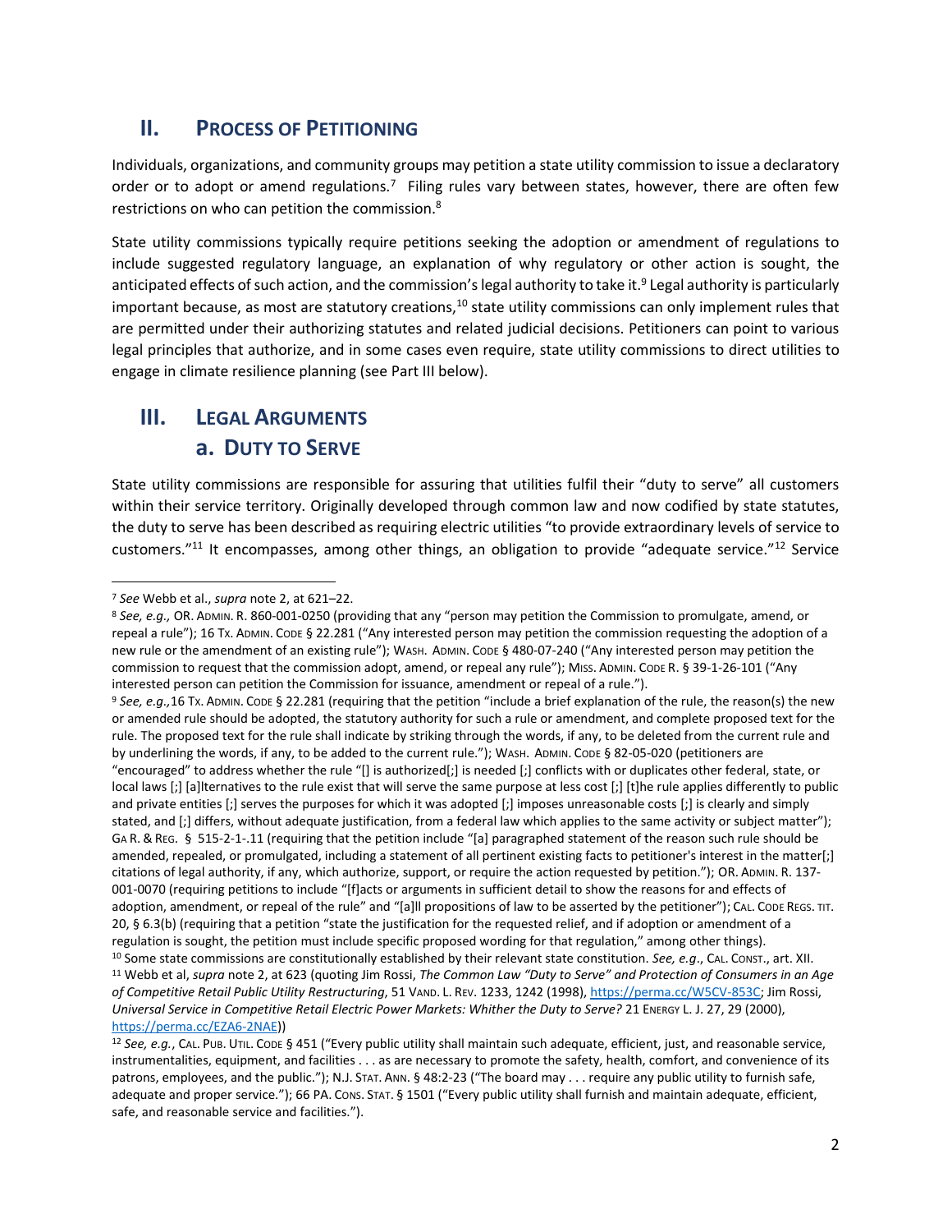## II. PROCESS OF PETITIONING

Individuals, organizations, and community groups may petition a state utility commission to issue a declaratory order or to adopt or amend regulations.[7] Filing rules vary between states, however, there are often few restrictions on who can petition the commission.[8]

State utility commissions typically require petitions seeking the adoption or amendment of regulations to include suggested regulatory language, an explanation of why regulatory or other action is sought, the anticipated effects of such action, and the commission's legal authority to take it.[9] Legal authority is particularly important because, as most are statutory creations,[10] state utility commissions can only implement rules that are permitted under their authorizing statutes and related judicial decisions. Petitioners can point to various legal principles that authorize, and in some cases even require, state utility commissions to direct utilities to engage in climate resilience planning (see Part III below).

## III. LEGAL ARGUMENTS

### a. DUTY TO SERVE

State utility commissions are responsible for assuring that utilities fulfil their "duty to serve" all customers within their service territory. Originally developed through common law and now codified by state statutes, the duty to serve has been described as requiring electric utilities "to provide extraordinary levels of service to customers."[11] It encompasses, among other things, an obligation to provide "adequate service."[12] Service

---

[7] *See* Webb et al., *supra* note 2, at 621–22.

[8] *See, e.g.,* OR. ADMIN. R. 860-001-0250 (providing that any "person may petition the Commission to promulgate, amend, or repeal a rule"); 16 TX. ADMIN. CODE § 22.281 ("Any interested person may petition the commission requesting the adoption of a new rule or the amendment of an existing rule"); WASH. ADMIN. CODE § 480-07-240 ("Any interested person may petition the commission to request that the commission adopt, amend, or repeal any rule"); MISS. ADMIN. CODE R. § 39-1-26-101 ("Any interested person can petition the Commission for issuance, amendment or repeal of a rule.").

[9] *See, e.g.,* 16 TX. ADMIN. CODE § 22.281 (requiring that the petition "include a brief explanation of the rule, the reason(s) the new or amended rule should be adopted, the statutory authority for such a rule or amendment, and complete proposed text for the rule. The proposed text for the rule shall indicate by striking through the words, if any, to be deleted from the current rule and by underlining the words, if any, to be added to the current rule."); WASH. ADMIN. CODE § 82-05-020 (petitioners are "encouraged" to address whether the rule "[] is authorized[;] is needed [;] conflicts with or duplicates other federal, state, or local laws [;] [a]lternatives to the rule exist that will serve the same purpose at less cost [;] [t]he rule applies differently to public and private entities [;] serves the purposes for which it was adopted [;] imposes unreasonable costs [;] is clearly and simply stated, and [;] differs, without adequate justification, from a federal law which applies to the same activity or subject matter"); GA R. & REG. § 515-2-1-.11 (requiring that the petition include "[a] paragraphed statement of the reason such rule should be amended, repealed, or promulgated, including a statement of all pertinent existing facts to petitioner's interest in the matter[;] citations of legal authority, if any, which authorize, support, or require the action requested by petition."); OR. ADMIN. R. 137-001-0070 (requiring petitions to include "[f]acts or arguments in sufficient detail to show the reasons for and effects of adoption, amendment, or repeal of the rule" and "[a]ll propositions of law to be asserted by the petitioner"); CAL. CODE REGS. TIT. 20, § 6.3(b) (requiring that a petition "state the justification for the requested relief, and if adoption or amendment of a regulation is sought, the petition must include specific proposed wording for that regulation," among other things).

[10] Some state commissions are constitutionally established by their relevant state constitution. *See, e.g*., CAL. CONST., art. XII.

[11] Webb et al, *supra* note 2, at 623 (quoting Jim Rossi, *The Common Law "Duty to Serve" and Protection of Consumers in an Age of Competitive Retail Public Utility Restructuring*, 51 VAND. L. REV. 1233, 1242 (1998), https://perma.cc/W5CV-853C; Jim Rossi, *Universal Service in Competitive Retail Electric Power Markets: Whither the Duty to Serve?* 21 ENERGY L. J. 27, 29 (2000), https://perma.cc/EZA6-2NAE))

[12] *See, e.g.*, CAL. PUB. UTIL. CODE § 451 ("Every public utility shall maintain such adequate, efficient, just, and reasonable service, instrumentalities, equipment, and facilities . . . as are necessary to promote the safety, health, comfort, and convenience of its patrons, employees, and the public."); N.J. STAT. ANN. § 48:2-23 ("The board may . . . require any public utility to furnish safe, adequate and proper service."); 66 PA. CONS. STAT. § 1501 ("Every public utility shall furnish and maintain adequate, efficient, safe, and reasonable service and facilities.").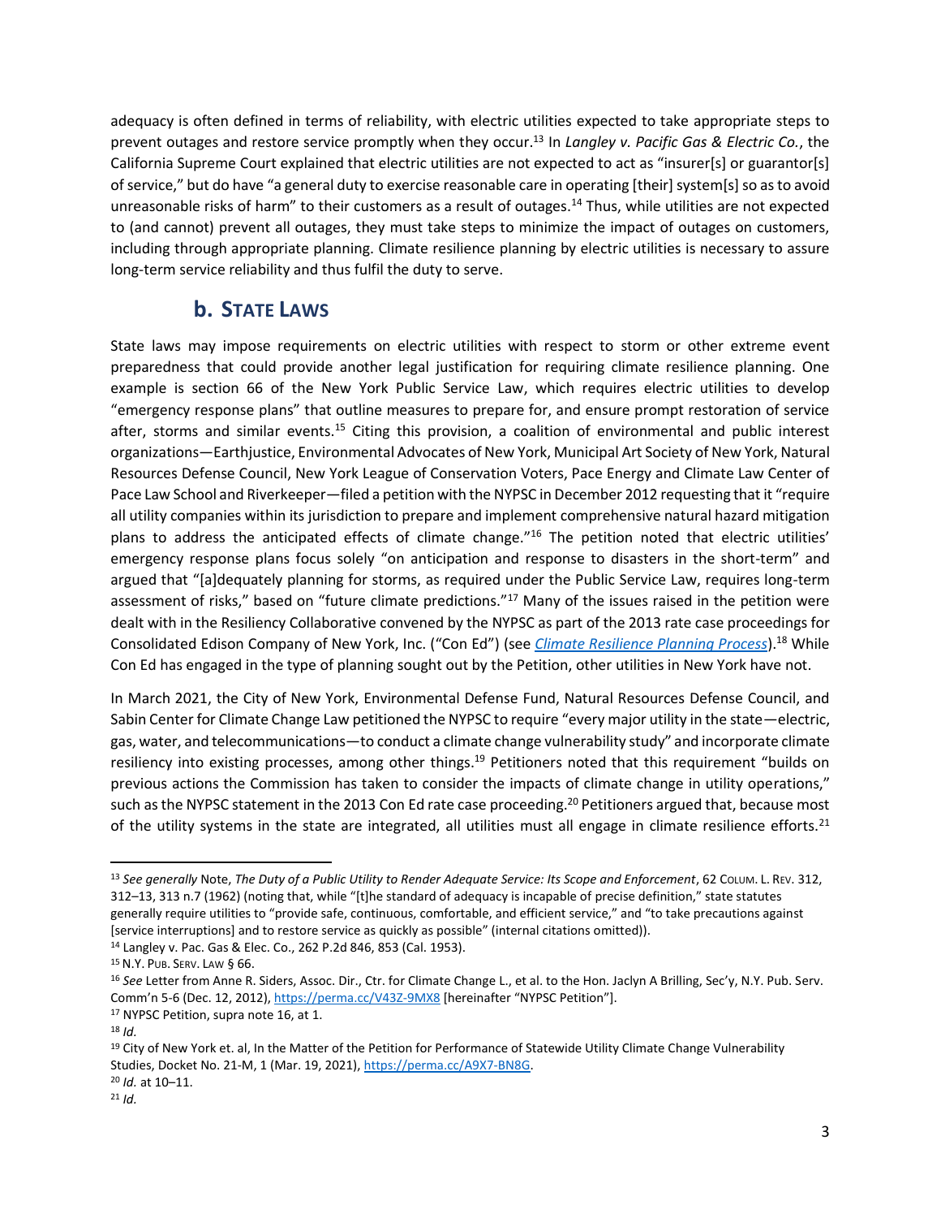adequacy is often defined in terms of reliability, with electric utilities expected to take appropriate steps to prevent outages and restore service promptly when they occur.[13] In *Langley v. Pacific Gas & Electric Co.*, the California Supreme Court explained that electric utilities are not expected to act as "insurer[s] or guarantor[s] of service," but do have "a general duty to exercise reasonable care in operating [their] system[s] so as to avoid unreasonable risks of harm" to their customers as a result of outages.[14] Thus, while utilities are not expected to (and cannot) prevent all outages, they must take steps to minimize the impact of outages on customers, including through appropriate planning. Climate resilience planning by electric utilities is necessary to assure long-term service reliability and thus fulfil the duty to serve.

## b. State Laws

State laws may impose requirements on electric utilities with respect to storm or other extreme event preparedness that could provide another legal justification for requiring climate resilience planning. One example is section 66 of the New York Public Service Law, which requires electric utilities to develop "emergency response plans" that outline measures to prepare for, and ensure prompt restoration of service after, storms and similar events.[15] Citing this provision, a coalition of environmental and public interest organizations—Earthjustice, Environmental Advocates of New York, Municipal Art Society of New York, Natural Resources Defense Council, New York League of Conservation Voters, Pace Energy and Climate Law Center of Pace Law School and Riverkeeper—filed a petition with the NYPSC in December 2012 requesting that it "require all utility companies within its jurisdiction to prepare and implement comprehensive natural hazard mitigation plans to address the anticipated effects of climate change."[16] The petition noted that electric utilities' emergency response plans focus solely "on anticipation and response to disasters in the short-term" and argued that "[a]dequately planning for storms, as required under the Public Service Law, requires long-term assessment of risks," based on "future climate predictions."[17] Many of the issues raised in the petition were dealt with in the Resiliency Collaborative convened by the NYPSC as part of the 2013 rate case proceedings for Consolidated Edison Company of New York, Inc. ("Con Ed") (see *Climate Resilience Planning Process*).[18] While Con Ed has engaged in the type of planning sought out by the Petition, other utilities in New York have not.

In March 2021, the City of New York, Environmental Defense Fund, Natural Resources Defense Council, and Sabin Center for Climate Change Law petitioned the NYPSC to require "every major utility in the state—electric, gas, water, and telecommunications—to conduct a climate change vulnerability study" and incorporate climate resiliency into existing processes, among other things.[19] Petitioners noted that this requirement "builds on previous actions the Commission has taken to consider the impacts of climate change in utility operations," such as the NYPSC statement in the 2013 Con Ed rate case proceeding.[20] Petitioners argued that, because most of the utility systems in the state are integrated, all utilities must all engage in climate resilience efforts.[21]

---

[13] *See generally* Note, *The Duty of a Public Utility to Render Adequate Service: Its Scope and Enforcement*, 62 Colum. L. Rev. 312, 312–13, 313 n.7 (1962) (noting that, while "[t]he standard of adequacy is incapable of precise definition," state statutes generally require utilities to "provide safe, continuous, comfortable, and efficient service," and "to take precautions against [service interruptions] and to restore service as quickly as possible" (internal citations omitted)).

[14] Langley v. Pac. Gas & Elec. Co., 262 P.2d 846, 853 (Cal. 1953).

[15] N.Y. Pub. Serv. Law § 66.

[16] *See* Letter from Anne R. Siders, Assoc. Dir., Ctr. for Climate Change L., et al. to the Hon. Jaclyn A Brilling, Sec'y, N.Y. Pub. Serv. Comm'n 5-6 (Dec. 12, 2012), https://perma.cc/V43Z-9MX8 [hereinafter "NYPSC Petition"].

[17] NYPSC Petition, supra note 16, at 1.

[18] *Id.*

[19] City of New York et. al, In the Matter of the Petition for Performance of Statewide Utility Climate Change Vulnerability Studies, Docket No. 21-M, 1 (Mar. 19, 2021), https://perma.cc/A9X7-BN8G.

[20] *Id.* at 10–11.

[21] *Id.*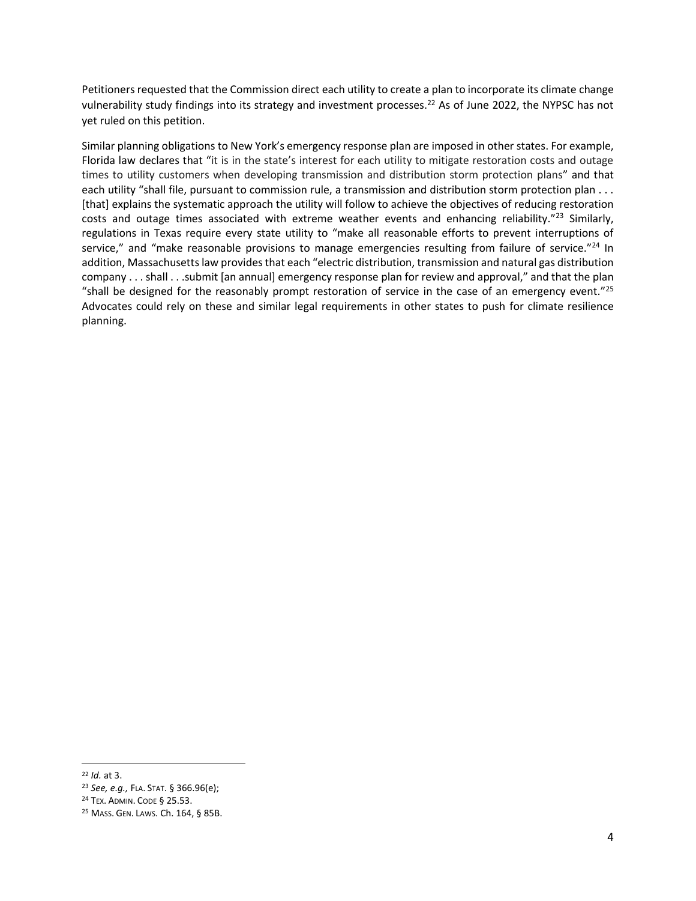Petitioners requested that the Commission direct each utility to create a plan to incorporate its climate change vulnerability study findings into its strategy and investment processes.[22] As of June 2022, the NYPSC has not yet ruled on this petition.

Similar planning obligations to New York's emergency response plan are imposed in other states. For example, Florida law declares that "it is in the state's interest for each utility to mitigate restoration costs and outage times to utility customers when developing transmission and distribution storm protection plans" and that each utility "shall file, pursuant to commission rule, a transmission and distribution storm protection plan . . . [that] explains the systematic approach the utility will follow to achieve the objectives of reducing restoration costs and outage times associated with extreme weather events and enhancing reliability."[23] Similarly, regulations in Texas require every state utility to "make all reasonable efforts to prevent interruptions of service," and "make reasonable provisions to manage emergencies resulting from failure of service."[24] In addition, Massachusetts law provides that each "electric distribution, transmission and natural gas distribution company . . . shall . . .submit [an annual] emergency response plan for review and approval," and that the plan "shall be designed for the reasonably prompt restoration of service in the case of an emergency event."[25] Advocates could rely on these and similar legal requirements in other states to push for climate resilience planning.

---

[22] *Id.* at 3.

[23] *See, e.g.,* FLA. STAT. § 366.96(e);

[24] TEX. ADMIN. CODE § 25.53.

[25] MASS. GEN. LAWS. Ch. 164, § 85B.